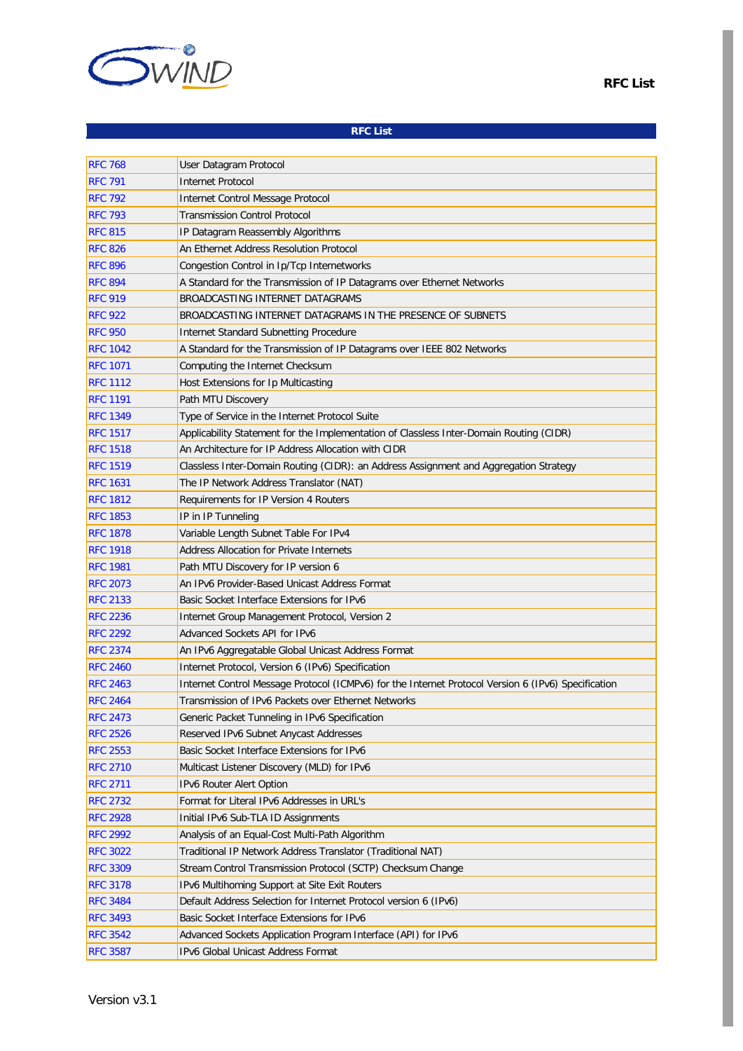# RFC List

| RFC List | |
|---|---|
| RFC 768 | User Datagram Protocol |
| RFC 791 | Internet Protocol |
| RFC 792 | Internet Control Message Protocol |
| RFC 793 | Transmission Control Protocol |
| RFC 815 | IP Datagram Reassembly Algorithms |
| RFC 826 | An Ethernet Address Resolution Protocol |
| RFC 896 | Congestion Control in Ip/Tcp Internetworks |
| RFC 894 | A Standard for the Transmission of IP Datagrams over Ethernet Networks |
| RFC 919 | BROADCASTING INTERNET DATAGRAMS |
| RFC 922 | BROADCASTING INTERNET DATAGRAMS IN THE PRESENCE OF SUBNETS |
| RFC 950 | Internet Standard Subnetting Procedure |
| RFC 1042 | A Standard for the Transmission of IP Datagrams over IEEE 802 Networks |
| RFC 1071 | Computing the Internet Checksum |
| RFC 1112 | Host Extensions for Ip Multicasting |
| RFC 1191 | Path MTU Discovery |
| RFC 1349 | Type of Service in the Internet Protocol Suite |
| RFC 1517 | Applicability Statement for the Implementation of Classless Inter-Domain Routing (CIDR) |
| RFC 1518 | An Architecture for IP Address Allocation with CIDR |
| RFC 1519 | Classless Inter-Domain Routing (CIDR): an Address Assignment and Aggregation Strategy |
| RFC 1631 | The IP Network Address Translator (NAT) |
| RFC 1812 | Requirements for IP Version 4 Routers |
| RFC 1853 | IP in IP Tunneling |
| RFC 1878 | Variable Length Subnet Table For IPv4 |
| RFC 1918 | Address Allocation for Private Internets |
| RFC 1981 | Path MTU Discovery for IP version 6 |
| RFC 2073 | An IPv6 Provider-Based Unicast Address Format |
| RFC 2133 | Basic Socket Interface Extensions for IPv6 |
| RFC 2236 | Internet Group Management Protocol, Version 2 |
| RFC 2292 | Advanced Sockets API for IPv6 |
| RFC 2374 | An IPv6 Aggregatable Global Unicast Address Format |
| RFC 2460 | Internet Protocol, Version 6 (IPv6) Specification |
| RFC 2463 | Internet Control Message Protocol (ICMPv6) for the Internet Protocol Version 6 (IPv6) Specification |
| RFC 2464 | Transmission of IPv6 Packets over Ethernet Networks |
| RFC 2473 | Generic Packet Tunneling in IPv6 Specification |
| RFC 2526 | Reserved IPv6 Subnet Anycast Addresses |
| RFC 2553 | Basic Socket Interface Extensions for IPv6 |
| RFC 2710 | Multicast Listener Discovery (MLD) for IPv6 |
| RFC 2711 | IPv6 Router Alert Option |
| RFC 2732 | Format for Literal IPv6 Addresses in URL's |
| RFC 2928 | Initial IPv6 Sub-TLA ID Assignments |
| RFC 2992 | Analysis of an Equal-Cost Multi-Path Algorithm |
| RFC 3022 | Traditional IP Network Address Translator (Traditional NAT) |
| RFC 3309 | Stream Control Transmission Protocol (SCTP) Checksum Change |
| RFC 3178 | IPv6 Multihoming Support at Site Exit Routers |
| RFC 3484 | Default Address Selection for Internet Protocol version 6 (IPv6) |
| RFC 3493 | Basic Socket Interface Extensions for IPv6 |
| RFC 3542 | Advanced Sockets Application Program Interface (API) for IPv6 |
| RFC 3587 | IPv6 Global Unicast Address Format |

Version v3.1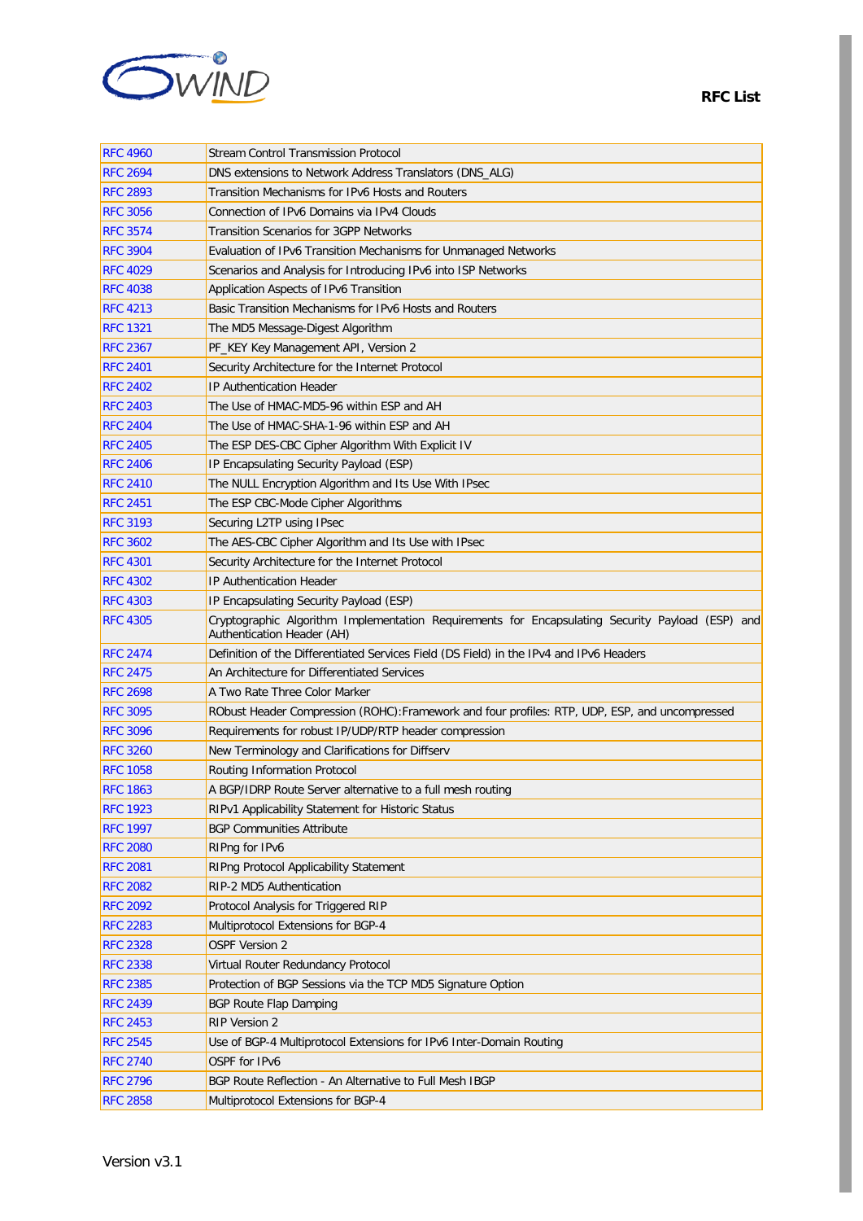| RFC 4960 | Stream Control Transmission Protocol |
|---|---|
| RFC 2694 | DNS extensions to Network Address Translators (DNS_ALG) |
| RFC 2893 | Transition Mechanisms for IPv6 Hosts and Routers |
| RFC 3056 | Connection of IPv6 Domains via IPv4 Clouds |
| RFC 3574 | Transition Scenarios for 3GPP Networks |
| RFC 3904 | Evaluation of IPv6 Transition Mechanisms for Unmanaged Networks |
| RFC 4029 | Scenarios and Analysis for Introducing IPv6 into ISP Networks |
| RFC 4038 | Application Aspects of IPv6 Transition |
| RFC 4213 | Basic Transition Mechanisms for IPv6 Hosts and Routers |
| RFC 1321 | The MD5 Message-Digest Algorithm |
| RFC 2367 | PF_KEY Key Management API, Version 2 |
| RFC 2401 | Security Architecture for the Internet Protocol |
| RFC 2402 | IP Authentication Header |
| RFC 2403 | The Use of HMAC-MD5-96 within ESP and AH |
| RFC 2404 | The Use of HMAC-SHA-1-96 within ESP and AH |
| RFC 2405 | The ESP DES-CBC Cipher Algorithm With Explicit IV |
| RFC 2406 | IP Encapsulating Security Payload (ESP) |
| RFC 2410 | The NULL Encryption Algorithm and Its Use With IPsec |
| RFC 2451 | The ESP CBC-Mode Cipher Algorithms |
| RFC 3193 | Securing L2TP using IPsec |
| RFC 3602 | The AES-CBC Cipher Algorithm and Its Use with IPsec |
| RFC 4301 | Security Architecture for the Internet Protocol |
| RFC 4302 | IP Authentication Header |
| RFC 4303 | IP Encapsulating Security Payload (ESP) |
| RFC 4305 | Cryptographic Algorithm Implementation Requirements for Encapsulating Security Payload (ESP) and Authentication Header (AH) |
| RFC 2474 | Definition of the Differentiated Services Field (DS Field) in the IPv4 and IPv6 Headers |
| RFC 2475 | An Architecture for Differentiated Services |
| RFC 2698 | A Two Rate Three Color Marker |
| RFC 3095 | RObust Header Compression (ROHC):Framework and four profiles: RTP, UDP, ESP, and uncompressed |
| RFC 3096 | Requirements for robust IP/UDP/RTP header compression |
| RFC 3260 | New Terminology and Clarifications for Diffserv |
| RFC 1058 | Routing Information Protocol |
| RFC 1863 | A BGP/IDRP Route Server alternative to a full mesh routing |
| RFC 1923 | RIPv1 Applicability Statement for Historic Status |
| RFC 1997 | BGP Communities Attribute |
| RFC 2080 | RIPng for IPv6 |
| RFC 2081 | RIPng Protocol Applicability Statement |
| RFC 2082 | RIP-2 MD5 Authentication |
| RFC 2092 | Protocol Analysis for Triggered RIP |
| RFC 2283 | Multiprotocol Extensions for BGP-4 |
| RFC 2328 | OSPF Version 2 |
| RFC 2338 | Virtual Router Redundancy Protocol |
| RFC 2385 | Protection of BGP Sessions via the TCP MD5 Signature Option |
| RFC 2439 | BGP Route Flap Damping |
| RFC 2453 | RIP Version 2 |
| RFC 2545 | Use of BGP-4 Multiprotocol Extensions for IPv6 Inter-Domain Routing |
| RFC 2740 | OSPF for IPv6 |
| RFC 2796 | BGP Route Reflection - An Alternative to Full Mesh IBGP |
| RFC 2858 | Multiprotocol Extensions for BGP-4 |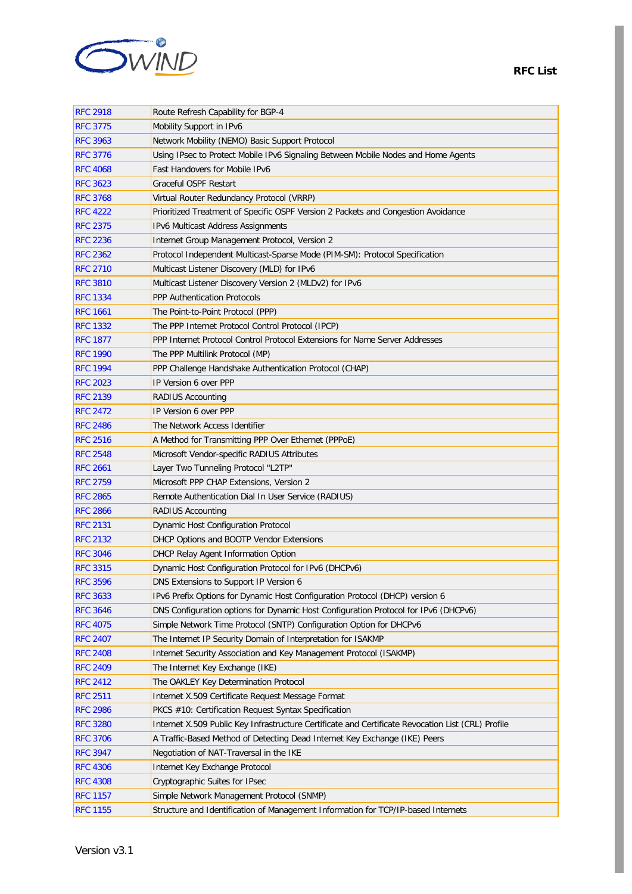| RFC 2918 | Route Refresh Capability for BGP-4 |
|---|---|
| RFC 3775 | Mobility Support in IPv6 |
| RFC 3963 | Network Mobility (NEMO) Basic Support Protocol |
| RFC 3776 | Using IPsec to Protect Mobile IPv6 Signaling Between Mobile Nodes and Home Agents |
| RFC 4068 | Fast Handovers for Mobile IPv6 |
| RFC 3623 | Graceful OSPF Restart |
| RFC 3768 | Virtual Router Redundancy Protocol (VRRP) |
| RFC 4222 | Prioritized Treatment of Specific OSPF Version 2 Packets and Congestion Avoidance |
| RFC 2375 | IPv6 Multicast Address Assignments |
| RFC 2236 | Internet Group Management Protocol, Version 2 |
| RFC 2362 | Protocol Independent Multicast-Sparse Mode (PIM-SM): Protocol Specification |
| RFC 2710 | Multicast Listener Discovery (MLD) for IPv6 |
| RFC 3810 | Multicast Listener Discovery Version 2 (MLDv2) for IPv6 |
| RFC 1334 | PPP Authentication Protocols |
| RFC 1661 | The Point-to-Point Protocol (PPP) |
| RFC 1332 | The PPP Internet Protocol Control Protocol (IPCP) |
| RFC 1877 | PPP Internet Protocol Control Protocol Extensions for Name Server Addresses |
| RFC 1990 | The PPP Multilink Protocol (MP) |
| RFC 1994 | PPP Challenge Handshake Authentication Protocol (CHAP) |
| RFC 2023 | IP Version 6 over PPP |
| RFC 2139 | RADIUS Accounting |
| RFC 2472 | IP Version 6 over PPP |
| RFC 2486 | The Network Access Identifier |
| RFC 2516 | A Method for Transmitting PPP Over Ethernet (PPPoE) |
| RFC 2548 | Microsoft Vendor-specific RADIUS Attributes |
| RFC 2661 | Layer Two Tunneling Protocol "L2TP" |
| RFC 2759 | Microsoft PPP CHAP Extensions, Version 2 |
| RFC 2865 | Remote Authentication Dial In User Service (RADIUS) |
| RFC 2866 | RADIUS Accounting |
| RFC 2131 | Dynamic Host Configuration Protocol |
| RFC 2132 | DHCP Options and BOOTP Vendor Extensions |
| RFC 3046 | DHCP Relay Agent Information Option |
| RFC 3315 | Dynamic Host Configuration Protocol for IPv6 (DHCPv6) |
| RFC 3596 | DNS Extensions to Support IP Version 6 |
| RFC 3633 | IPv6 Prefix Options for Dynamic Host Configuration Protocol (DHCP) version 6 |
| RFC 3646 | DNS Configuration options for Dynamic Host Configuration Protocol for IPv6 (DHCPv6) |
| RFC 4075 | Simple Network Time Protocol (SNTP) Configuration Option for DHCPv6 |
| RFC 2407 | The Internet IP Security Domain of Interpretation for ISAKMP |
| RFC 2408 | Internet Security Association and Key Management Protocol (ISAKMP) |
| RFC 2409 | The Internet Key Exchange (IKE) |
| RFC 2412 | The OAKLEY Key Determination Protocol |
| RFC 2511 | Internet X.509 Certificate Request Message Format |
| RFC 2986 | PKCS #10: Certification Request Syntax Specification |
| RFC 3280 | Internet X.509 Public Key Infrastructure Certificate and Certificate Revocation List (CRL) Profile |
| RFC 3706 | A Traffic-Based Method of Detecting Dead Internet Key Exchange (IKE) Peers |
| RFC 3947 | Negotiation of NAT-Traversal in the IKE |
| RFC 4306 | Internet Key Exchange Protocol |
| RFC 4308 | Cryptographic Suites for IPsec |
| RFC 1157 | Simple Network Management Protocol (SNMP) |
| RFC 1155 | Structure and Identification of Management Information for TCP/IP-based Internets |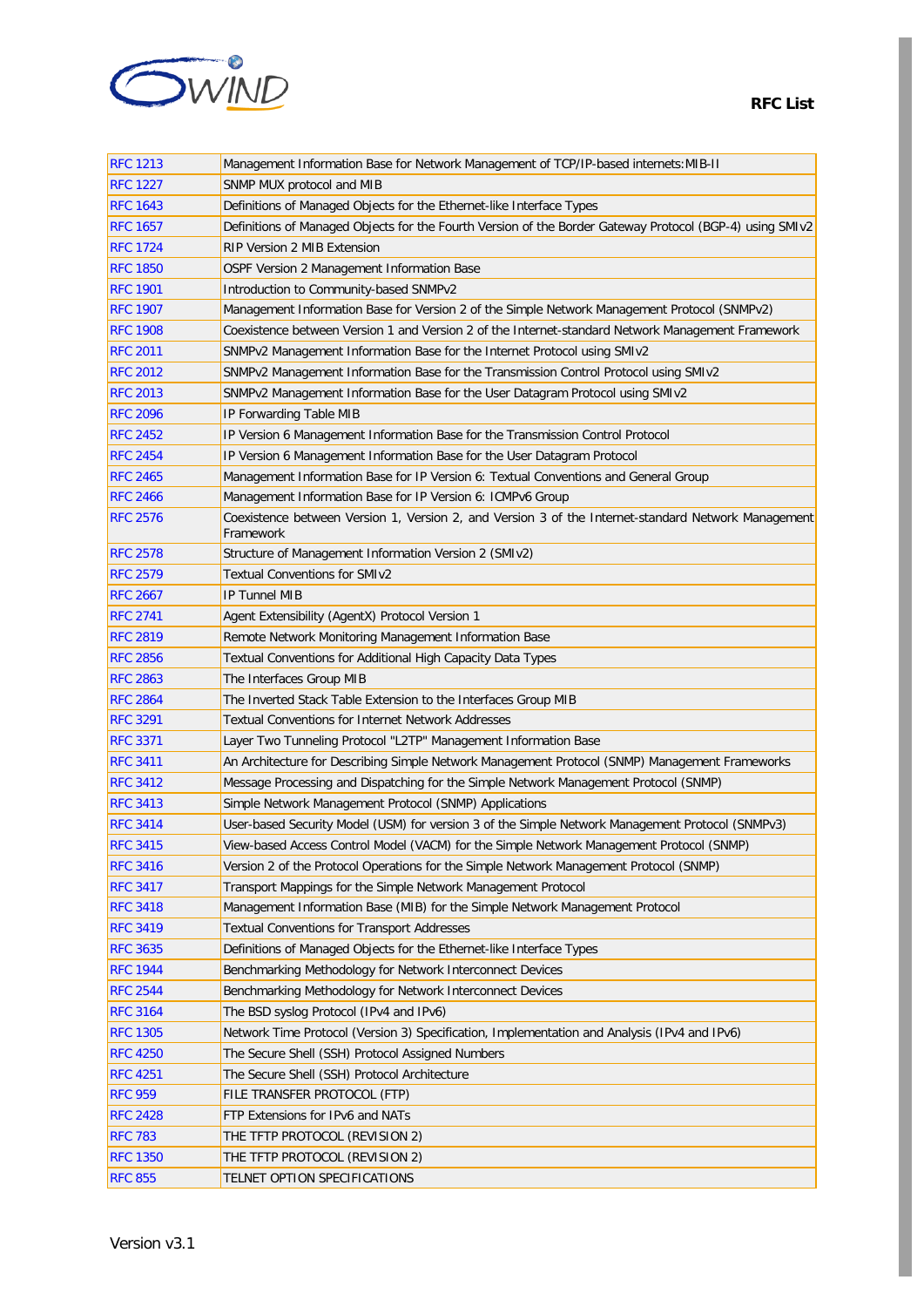| RFC 1213 | Management Information Base for Network Management of TCP/IP-based internets:MIB-II |
|---|---|
| RFC 1227 | SNMP MUX protocol and MIB |
| RFC 1643 | Definitions of Managed Objects for the Ethernet-like Interface Types |
| RFC 1657 | Definitions of Managed Objects for the Fourth Version of the Border Gateway Protocol (BGP-4) using SMIv2 |
| RFC 1724 | RIP Version 2 MIB Extension |
| RFC 1850 | OSPF Version 2 Management Information Base |
| RFC 1901 | Introduction to Community-based SNMPv2 |
| RFC 1907 | Management Information Base for Version 2 of the Simple Network Management Protocol (SNMPv2) |
| RFC 1908 | Coexistence between Version 1 and Version 2 of the Internet-standard Network Management Framework |
| RFC 2011 | SNMPv2 Management Information Base for the Internet Protocol using SMIv2 |
| RFC 2012 | SNMPv2 Management Information Base for the Transmission Control Protocol using SMIv2 |
| RFC 2013 | SNMPv2 Management Information Base for the User Datagram Protocol using SMIv2 |
| RFC 2096 | IP Forwarding Table MIB |
| RFC 2452 | IP Version 6 Management Information Base for the Transmission Control Protocol |
| RFC 2454 | IP Version 6 Management Information Base for the User Datagram Protocol |
| RFC 2465 | Management Information Base for IP Version 6: Textual Conventions and General Group |
| RFC 2466 | Management Information Base for IP Version 6: ICMPv6 Group |
| RFC 2576 | Coexistence between Version 1, Version 2, and Version 3 of the Internet-standard Network Management Framework |
| RFC 2578 | Structure of Management Information Version 2 (SMIv2) |
| RFC 2579 | Textual Conventions for SMIv2 |
| RFC 2667 | IP Tunnel MIB |
| RFC 2741 | Agent Extensibility (AgentX) Protocol Version 1 |
| RFC 2819 | Remote Network Monitoring Management Information Base |
| RFC 2856 | Textual Conventions for Additional High Capacity Data Types |
| RFC 2863 | The Interfaces Group MIB |
| RFC 2864 | The Inverted Stack Table Extension to the Interfaces Group MIB |
| RFC 3291 | Textual Conventions for Internet Network Addresses |
| RFC 3371 | Layer Two Tunneling Protocol "L2TP" Management Information Base |
| RFC 3411 | An Architecture for Describing Simple Network Management Protocol (SNMP) Management Frameworks |
| RFC 3412 | Message Processing and Dispatching for the Simple Network Management Protocol (SNMP) |
| RFC 3413 | Simple Network Management Protocol (SNMP) Applications |
| RFC 3414 | User-based Security Model (USM) for version 3 of the Simple Network Management Protocol (SNMPv3) |
| RFC 3415 | View-based Access Control Model (VACM) for the Simple Network Management Protocol (SNMP) |
| RFC 3416 | Version 2 of the Protocol Operations for the Simple Network Management Protocol (SNMP) |
| RFC 3417 | Transport Mappings for the Simple Network Management Protocol |
| RFC 3418 | Management Information Base (MIB) for the Simple Network Management Protocol |
| RFC 3419 | Textual Conventions for Transport Addresses |
| RFC 3635 | Definitions of Managed Objects for the Ethernet-like Interface Types |
| RFC 1944 | Benchmarking Methodology for Network Interconnect Devices |
| RFC 2544 | Benchmarking Methodology for Network Interconnect Devices |
| RFC 3164 | The BSD syslog Protocol (IPv4 and IPv6) |
| RFC 1305 | Network Time Protocol (Version 3) Specification, Implementation and Analysis (IPv4 and IPv6) |
| RFC 4250 | The Secure Shell (SSH) Protocol Assigned Numbers |
| RFC 4251 | The Secure Shell (SSH) Protocol Architecture |
| RFC 959 | FILE TRANSFER PROTOCOL (FTP) |
| RFC 2428 | FTP Extensions for IPv6 and NATs |
| RFC 783 | THE TFTP PROTOCOL (REVISION 2) |
| RFC 1350 | THE TFTP PROTOCOL (REVISION 2) |
| RFC 855 | TELNET OPTION SPECIFICATIONS |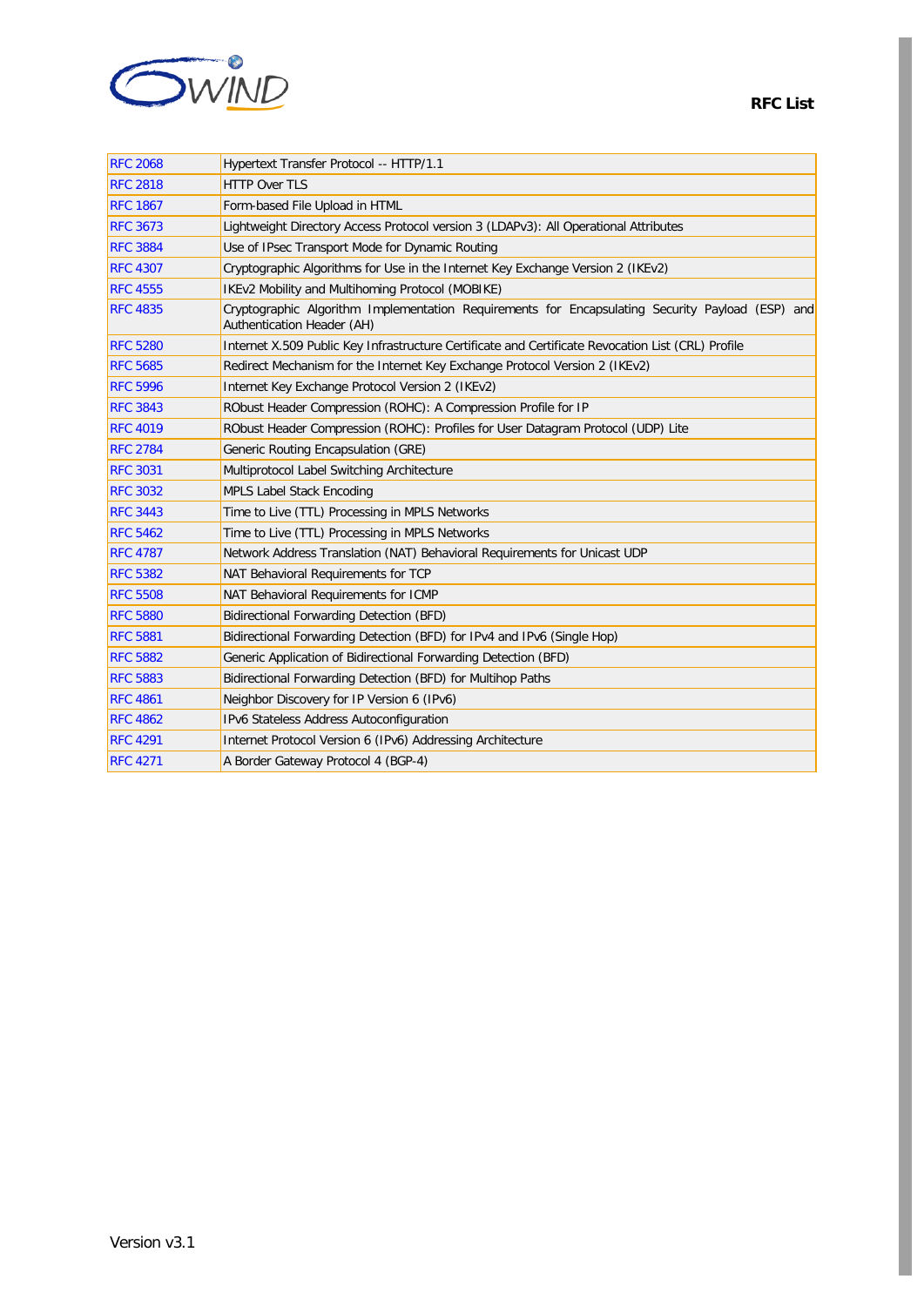| | |
|---|---|
| RFC 2068 | Hypertext Transfer Protocol -- HTTP/1.1 |
| RFC 2818 | HTTP Over TLS |
| RFC 1867 | Form-based File Upload in HTML |
| RFC 3673 | Lightweight Directory Access Protocol version 3 (LDAPv3): All Operational Attributes |
| RFC 3884 | Use of IPsec Transport Mode for Dynamic Routing |
| RFC 4307 | Cryptographic Algorithms for Use in the Internet Key Exchange Version 2 (IKEv2) |
| RFC 4555 | IKEv2 Mobility and Multihoming Protocol (MOBIKE) |
| RFC 4835 | Cryptographic Algorithm Implementation Requirements for Encapsulating Security Payload (ESP) and Authentication Header (AH) |
| RFC 5280 | Internet X.509 Public Key Infrastructure Certificate and Certificate Revocation List (CRL) Profile |
| RFC 5685 | Redirect Mechanism for the Internet Key Exchange Protocol Version 2 (IKEv2) |
| RFC 5996 | Internet Key Exchange Protocol Version 2 (IKEv2) |
| RFC 3843 | RObust Header Compression (ROHC): A Compression Profile for IP |
| RFC 4019 | RObust Header Compression (ROHC): Profiles for User Datagram Protocol (UDP) Lite |
| RFC 2784 | Generic Routing Encapsulation (GRE) |
| RFC 3031 | Multiprotocol Label Switching Architecture |
| RFC 3032 | MPLS Label Stack Encoding |
| RFC 3443 | Time to Live (TTL) Processing in MPLS Networks |
| RFC 5462 | Time to Live (TTL) Processing in MPLS Networks |
| RFC 4787 | Network Address Translation (NAT) Behavioral Requirements for Unicast UDP |
| RFC 5382 | NAT Behavioral Requirements for TCP |
| RFC 5508 | NAT Behavioral Requirements for ICMP |
| RFC 5880 | Bidirectional Forwarding Detection (BFD) |
| RFC 5881 | Bidirectional Forwarding Detection (BFD) for IPv4 and IPv6 (Single Hop) |
| RFC 5882 | Generic Application of Bidirectional Forwarding Detection (BFD) |
| RFC 5883 | Bidirectional Forwarding Detection (BFD) for Multihop Paths |
| RFC 4861 | Neighbor Discovery for IP Version 6 (IPv6) |
| RFC 4862 | IPv6 Stateless Address Autoconfiguration |
| RFC 4291 | Internet Protocol Version 6 (IPv6) Addressing Architecture |
| RFC 4271 | A Border Gateway Protocol 4 (BGP-4) |